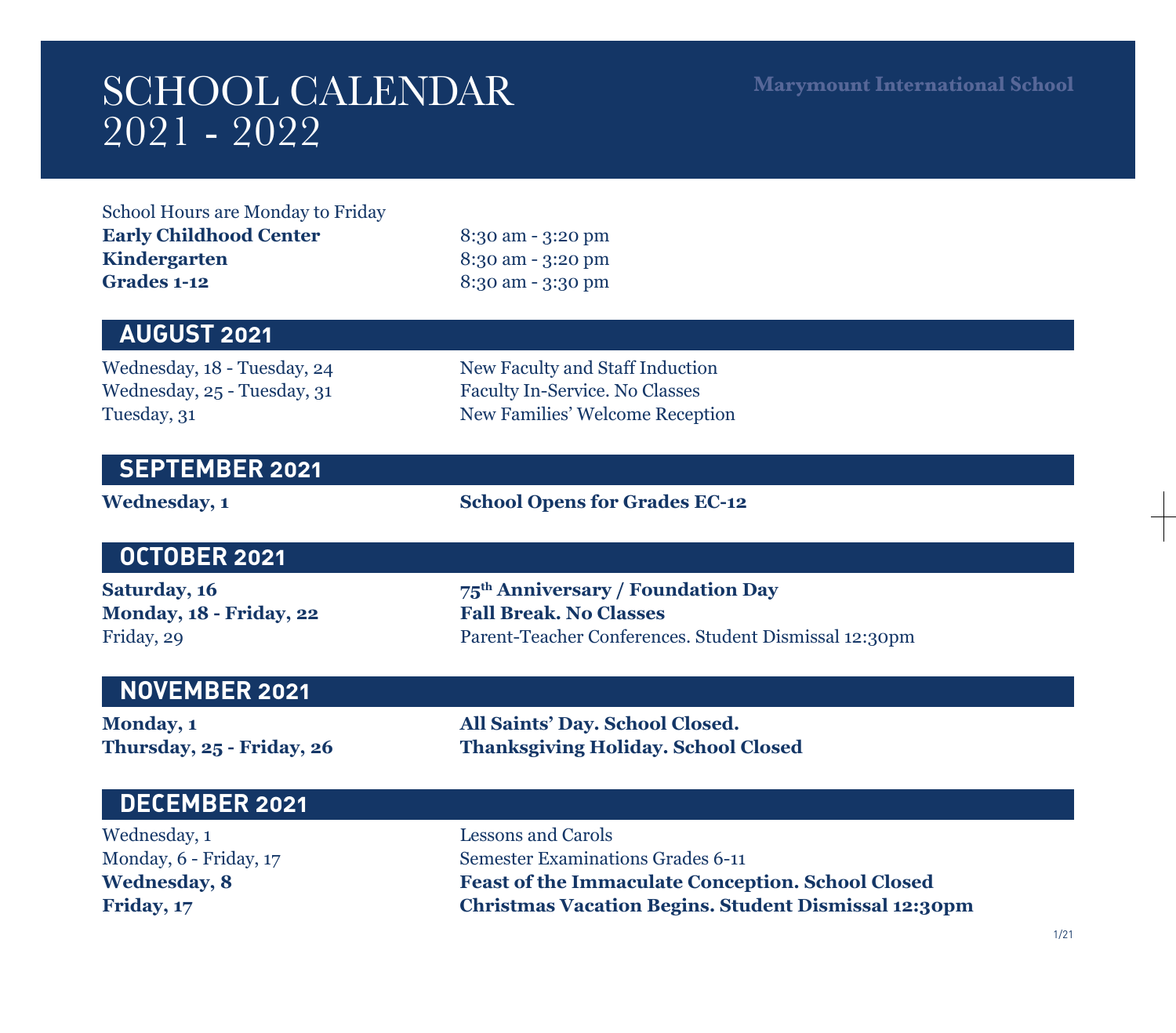# SCHOOL CALENDAR 2021 - 2022

**Marymount International School**

School Hours are Monday to Friday

| | |
|---|---|
| **Early Childhood Center** | 8:30 am - 3:20 pm |
| **Kindergarten** | 8:30 am - 3:20 pm |
| **Grades 1-12** | 8:30 am - 3:30 pm |

## AUGUST 2021

| | |
|---|---|
| Wednesday, 18 - Tuesday, 24 | New Faculty and Staff Induction |
| Wednesday, 25 - Tuesday, 31 | Faculty In-Service. No Classes |
| Tuesday, 31 | New Families' Welcome Reception |

## SEPTEMBER 2021

| | |
|---|---|
| **Wednesday, 1** | **School Opens for Grades EC-12** |

## OCTOBER 2021

| | |
|---|---|
| **Saturday, 16** | **75th Anniversary / Foundation Day** |
| **Monday, 18 - Friday, 22** | **Fall Break. No Classes** |
| Friday, 29 | Parent-Teacher Conferences. Student Dismissal 12:30pm |

## NOVEMBER 2021

| | |
|---|---|
| **Monday, 1** | **All Saints' Day. School Closed.** |
| **Thursday, 25 - Friday, 26** | **Thanksgiving Holiday. School Closed** |

## DECEMBER 2021

| | |
|---|---|
| Wednesday, 1 | Lessons and Carols |
| Monday, 6 - Friday, 17 | Semester Examinations Grades 6-11 |
| **Wednesday, 8** | **Feast of the Immaculate Conception. School Closed** |
| **Friday, 17** | **Christmas Vacation Begins. Student Dismissal 12:30pm** |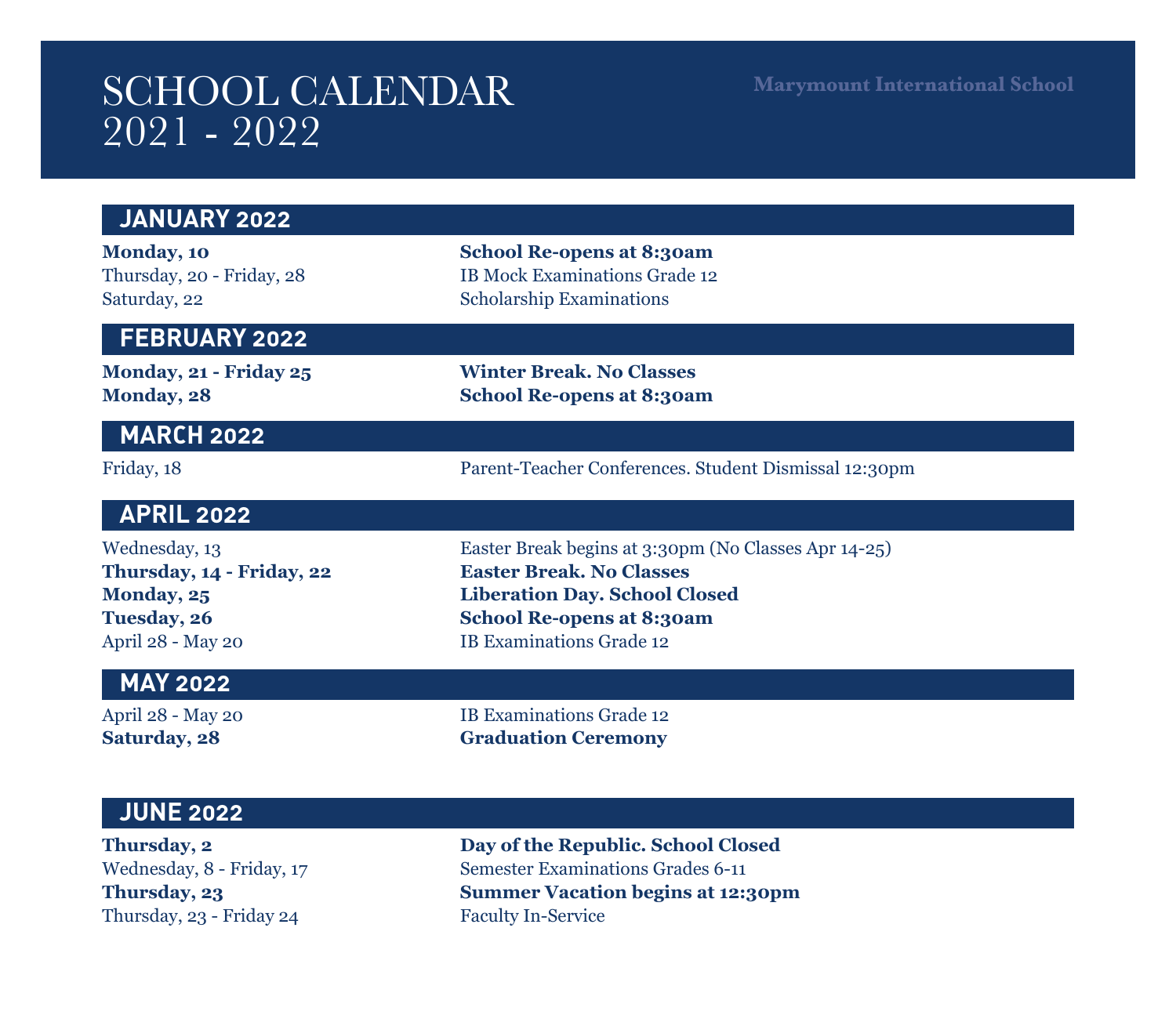# SCHOOL CALENDAR 2021 - 2022

Marymount International School

## JANUARY 2022

| | |
|---|---|
| **Monday, 10** | **School Re-opens at 8:30am** |
| Thursday, 20 - Friday, 28 | IB Mock Examinations Grade 12 |
| Saturday, 22 | Scholarship Examinations |

## FEBRUARY 2022

| | |
|---|---|
| **Monday, 21 - Friday 25** | **Winter Break. No Classes** |
| **Monday, 28** | **School Re-opens at 8:30am** |

## MARCH 2022

| | |
|---|---|
| Friday, 18 | Parent-Teacher Conferences. Student Dismissal 12:30pm |

## APRIL 2022

| | |
|---|---|
| Wednesday, 13 | Easter Break begins at 3:30pm (No Classes Apr 14-25) |
| **Thursday, 14 - Friday, 22** | **Easter Break. No Classes** |
| **Monday, 25** | **Liberation Day. School Closed** |
| **Tuesday, 26** | **School Re-opens at 8:30am** |
| April 28 - May 20 | IB Examinations Grade 12 |

## MAY 2022

| | |
|---|---|
| April 28 - May 20 | IB Examinations Grade 12 |
| **Saturday, 28** | **Graduation Ceremony** |

## JUNE 2022

| | |
|---|---|
| **Thursday, 2** | **Day of the Republic. School Closed** |
| Wednesday, 8 - Friday, 17 | Semester Examinations Grades 6-11 |
| **Thursday, 23** | **Summer Vacation begins at 12:30pm** |
| Thursday, 23 - Friday 24 | Faculty In-Service |